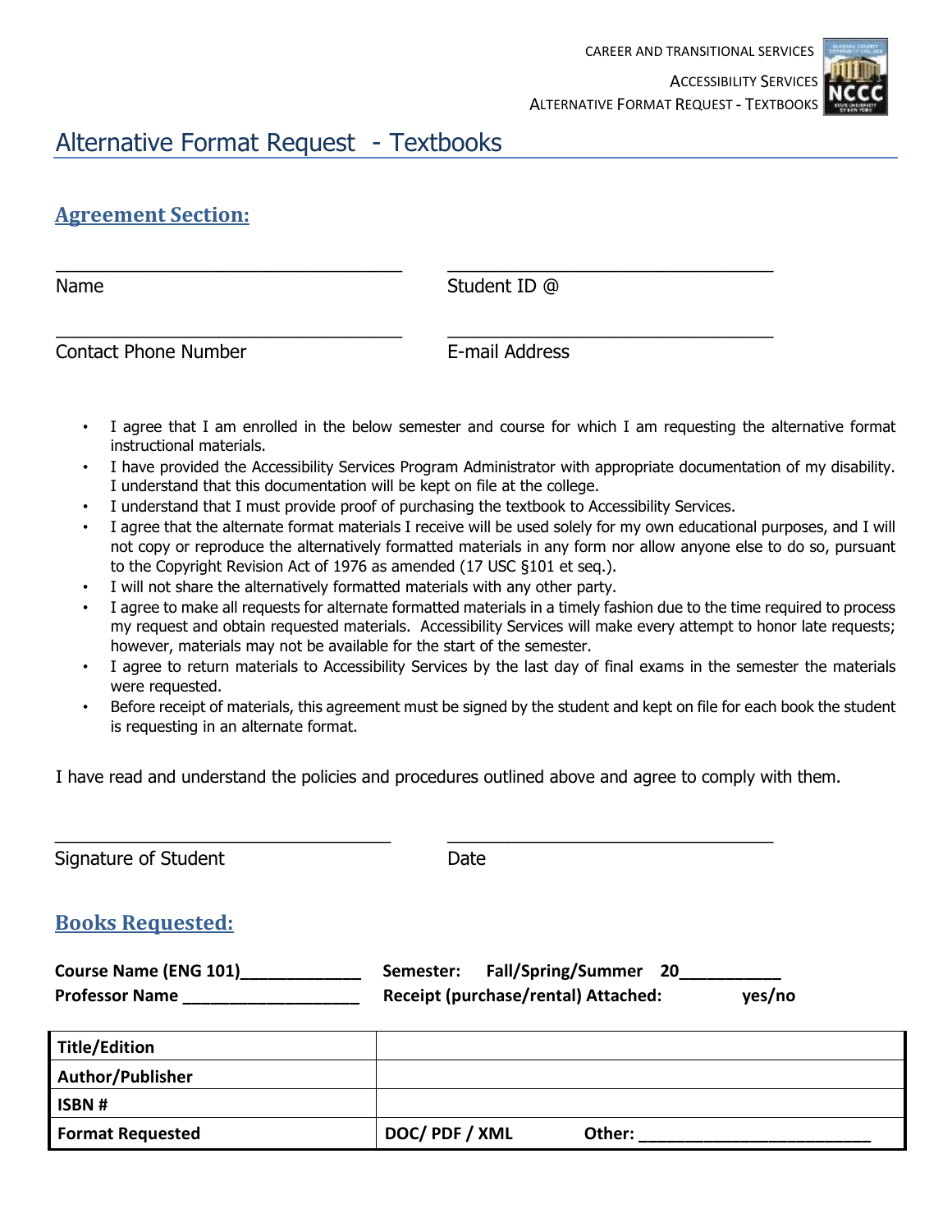# Alternative Format Request - Textbooks

## Agreement Section:

Name ______________________________ Student ID @ ______________________________

Contact Phone Number ______________________________ E-mail Address ______________________________

- I agree that I am enrolled in the below semester and course for which I am requesting the alternative format instructional materials.
- I have provided the Accessibility Services Program Administrator with appropriate documentation of my disability. I understand that this documentation will be kept on file at the college.
- I understand that I must provide proof of purchasing the textbook to Accessibility Services.
- I agree that the alternate format materials I receive will be used solely for my own educational purposes, and I will not copy or reproduce the alternatively formatted materials in any form nor allow anyone else to do so, pursuant to the Copyright Revision Act of 1976 as amended (17 USC §101 et seq.).
- I will not share the alternatively formatted materials with any other party.
- I agree to make all requests for alternate formatted materials in a timely fashion due to the time required to process my request and obtain requested materials. Accessibility Services will make every attempt to honor late requests; however, materials may not be available for the start of the semester.
- I agree to return materials to Accessibility Services by the last day of final exams in the semester the materials were requested.
- Before receipt of materials, this agreement must be signed by the student and kept on file for each book the student is requesting in an alternate format.

I have read and understand the policies and procedures outlined above and agree to comply with them.

______________________________ ______________________________

Signature of Student Date

## Books Requested:

**Course Name (ENG 101)_____________** **Semester: Fall/Spring/Summer 20___________**

**Professor Name ___________________** **Receipt (purchase/rental) Attached: yes/no**

| | |
|---|---|
| **Title/Edition** | |
| **Author/Publisher** | |
| **ISBN #** | |
| **Format Requested** | **DOC/ PDF / XML Other: _________________________** |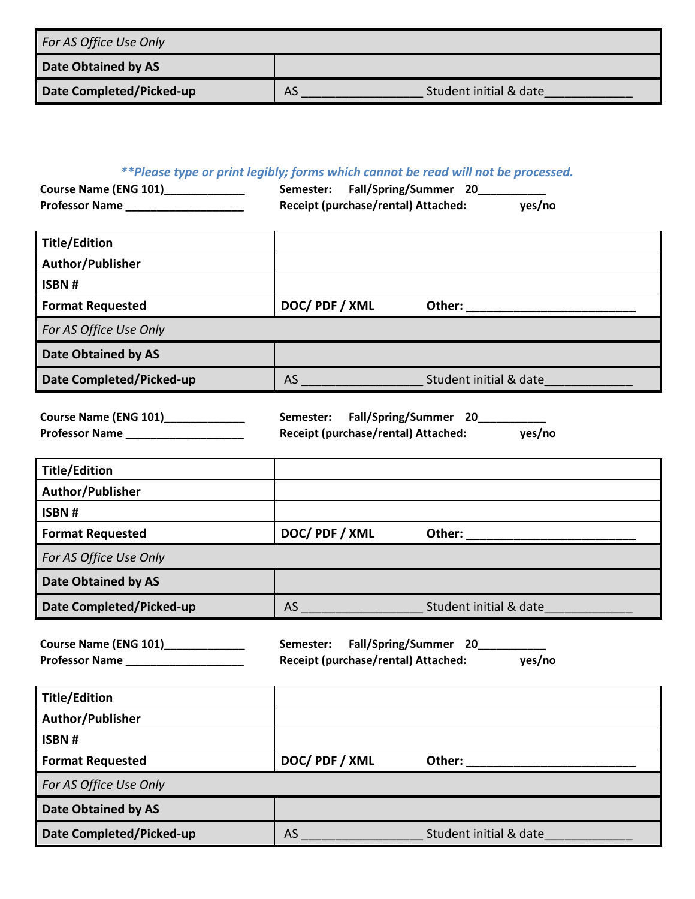| *For AS Office Use Only* | |
|---|---|
| **Date Obtained by AS** | |
| **Date Completed/Picked-up** | AS __________________ Student initial & date_____________ |

***Please type or print legibly; forms which cannot be read will not be processed.*

**Course Name (ENG 101)_____________** **Semester: Fall/Spring/Summer 20__________**
**Professor Name ___________________** **Receipt (purchase/rental) Attached: yes/no**

| **Title/Edition** | |
|---|---|
| **Author/Publisher** | |
| **ISBN #** | |
| **Format Requested** | **DOC/ PDF / XML Other: __________________________** |
| *For AS Office Use Only* | |
| **Date Obtained by AS** | |
| **Date Completed/Picked-up** | AS __________________ Student initial & date_____________ |

**Course Name (ENG 101)_____________** **Semester: Fall/Spring/Summer 20__________**
**Professor Name ___________________** **Receipt (purchase/rental) Attached: yes/no**

| **Title/Edition** | |
|---|---|
| **Author/Publisher** | |
| **ISBN #** | |
| **Format Requested** | **DOC/ PDF / XML Other: __________________________** |
| *For AS Office Use Only* | |
| **Date Obtained by AS** | |
| **Date Completed/Picked-up** | AS __________________ Student initial & date_____________ |

**Course Name (ENG 101)_____________** **Semester: Fall/Spring/Summer 20__________**
**Professor Name ___________________** **Receipt (purchase/rental) Attached: yes/no**

| **Title/Edition** | |
|---|---|
| **Author/Publisher** | |
| **ISBN #** | |
| **Format Requested** | **DOC/ PDF / XML Other: __________________________** |
| *For AS Office Use Only* | |
| **Date Obtained by AS** | |
| **Date Completed/Picked-up** | AS __________________ Student initial & date_____________ |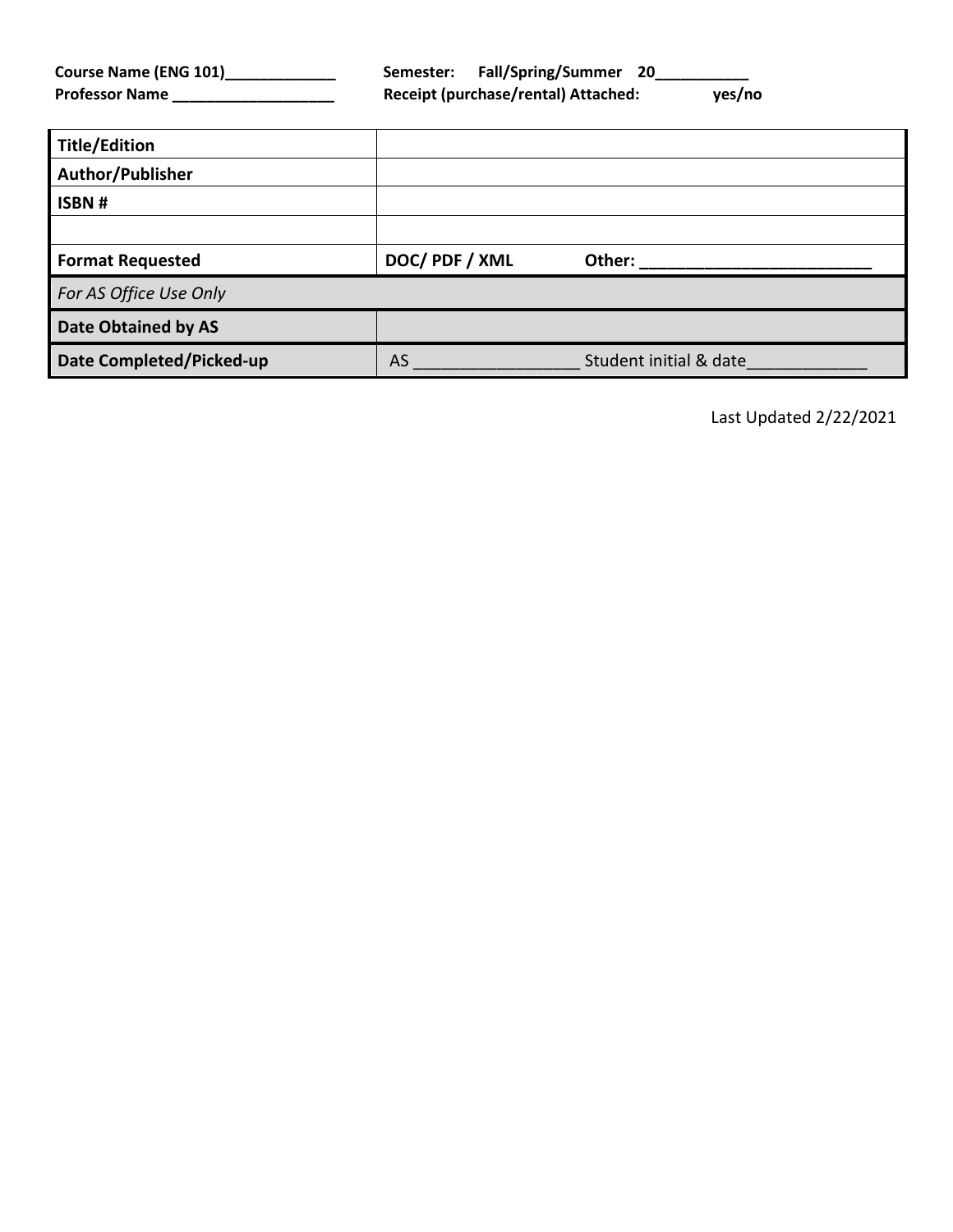**Course Name (ENG 101)_____________** **Semester: Fall/Spring/Summer 20___________**
**Professor Name ___________________** **Receipt (purchase/rental) Attached: yes/no**

| | |
|---|---|
| **Title/Edition** | |
| **Author/Publisher** | |
| **ISBN #** | |
| | |
| **Format Requested** | **DOC/ PDF / XML Other: _________________________** |
| *For AS Office Use Only* | |
| **Date Obtained by AS** | |
| **Date Completed/Picked-up** | AS _________________ Student initial & date_____________ |

Last Updated 2/22/2021